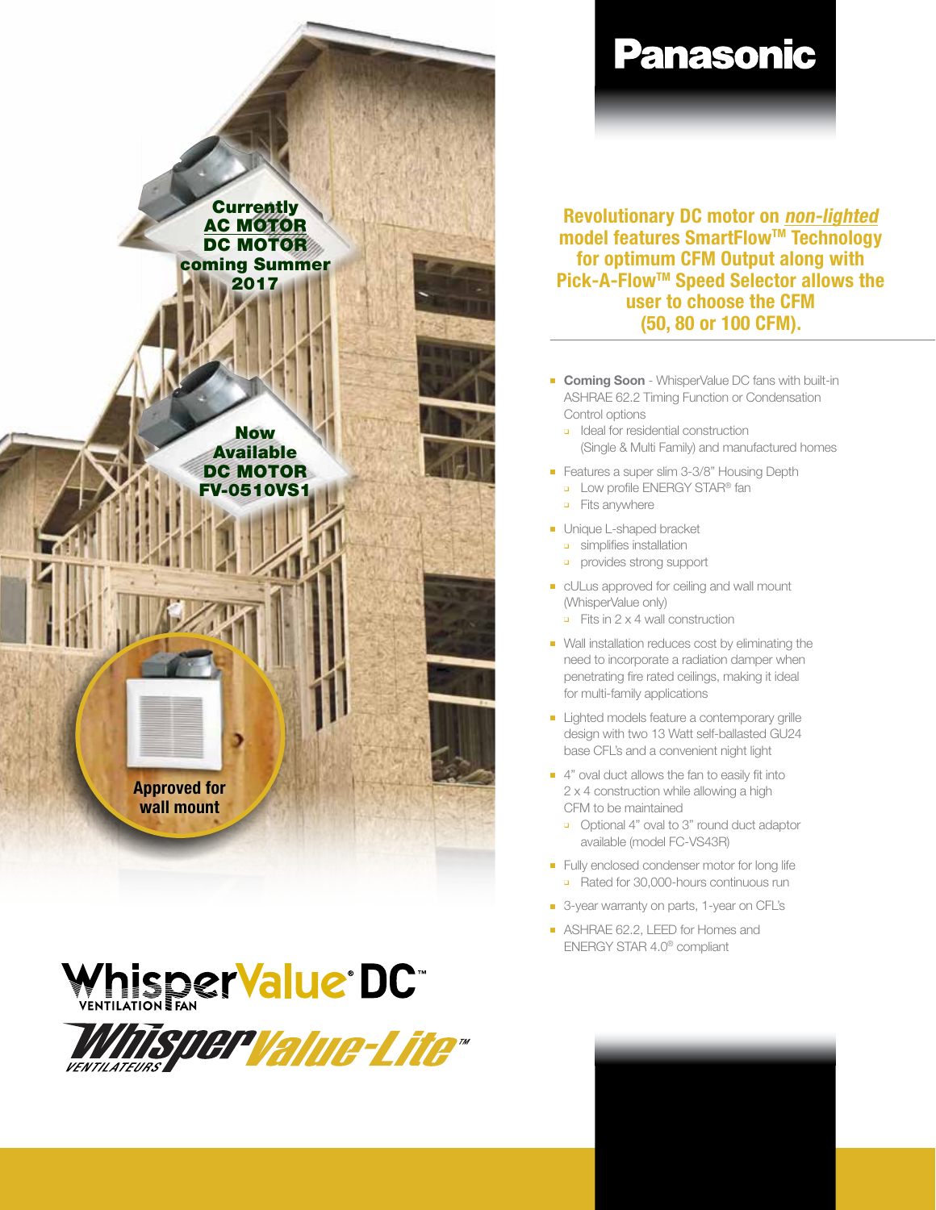# Panasonic

Currently
AC MOTOR
DC MOTOR
coming Summer 2017

Now Available
DC MOTOR
FV-0510VS1

Approved for wall mount

## WhisperValue® DC™

VENTILATION FAN

## WhisperValue-Lite™

VENTILATEURS

**Revolutionary DC motor on *non-lighted* model features SmartFlow™ Technology for optimum CFM Output along with Pick-A-Flow™ Speed Selector allows the user to choose the CFM (50, 80 or 100 CFM).**

- **Coming Soon** - WhisperValue DC fans with built-in ASHRAE 62.2 Timing Function or Condensation Control options
  - Ideal for residential construction (Single & Multi Family) and manufactured homes
- Features a super slim 3-3/8" Housing Depth
  - Low profile ENERGY STAR® fan
  - Fits anywhere
- Unique L-shaped bracket
  - simplifies installation
  - provides strong support
- cULus approved for ceiling and wall mount (WhisperValue only)
  - Fits in 2 x 4 wall construction
- Wall installation reduces cost by eliminating the need to incorporate a radiation damper when penetrating fire rated ceilings, making it ideal for multi-family applications
- Lighted models feature a contemporary grille design with two 13 Watt self-ballasted GU24 base CFL's and a convenient night light
- 4" oval duct allows the fan to easily fit into 2 x 4 construction while allowing a high CFM to be maintained
  - Optional 4" oval to 3" round duct adaptor available (model FC-VS43R)
- Fully enclosed condenser motor for long life
  - Rated for 30,000-hours continuous run
- 3-year warranty on parts, 1-year on CFL's
- ASHRAE 62.2, LEED for Homes and ENERGY STAR 4.0® compliant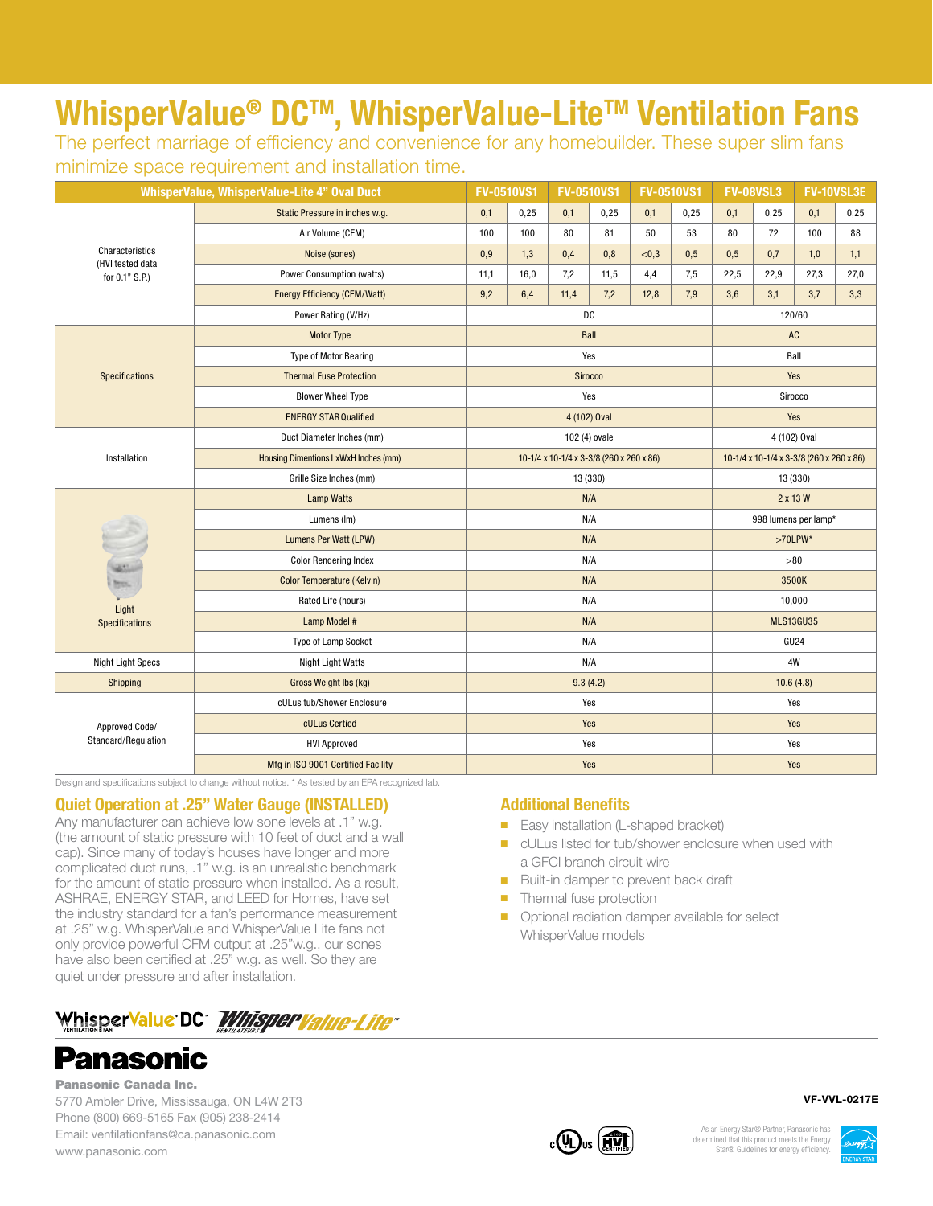# WhisperValue® DC™, WhisperValue-Lite™ Ventilation Fans

The perfect marriage of efficiency and convenience for any homebuilder. These super slim fans minimize space requirement and installation time.

| WhisperValue, WhisperValue-Lite 4" Oval Duct | | FV-0510VS1 | | FV-0510VS1 | | FV-0510VS1 | | FV-08VSL3 | | FV-10VSL3E | |
|---|---|---|---|---|---|---|---|---|---|---|---|
| Characteristics (HVI tested data for 0.1" S.P.) | Static Pressure in inches w.g. | 0,1 | 0,25 | 0,1 | 0,25 | 0,1 | 0,25 | 0,1 | 0,25 | 0,1 | 0,25 |
| | Air Volume (CFM) | 100 | 100 | 80 | 81 | 50 | 53 | 80 | 72 | 100 | 88 |
| | Noise (sones) | 0,9 | 1,3 | 0,4 | 0,8 | <0,3 | 0,5 | 0,5 | 0,7 | 1,0 | 1,1 |
| | Power Consumption (watts) | 11,1 | 16,0 | 7,2 | 11,5 | 4,4 | 7,5 | 22,5 | 22,9 | 27,3 | 27,0 |
| | Energy Efficiency (CFM/Watt) | 9,2 | 6,4 | 11,4 | 7,2 | 12,8 | 7,9 | 3,6 | 3,1 | 3,7 | 3,3 |
| | Power Rating (V/Hz) | DC | | | | | | 120/60 | | | |
| Specifications | Motor Type | Ball | | | | | | AC | | | |
| | Type of Motor Bearing | Yes | | | | | | Ball | | | |
| | Thermal Fuse Protection | Sirocco | | | | | | Yes | | | |
| | Blower Wheel Type | Yes | | | | | | Sirocco | | | |
| | ENERGY STAR Qualified | 4 (102) Oval | | | | | | Yes | | | |
| Installation | Duct Diameter Inches (mm) | 102 (4) ovale | | | | | | 4 (102) Oval | | | |
| | Housing Dimentions LxWxH Inches (mm) | 10-1/4 x 10-1/4 x 3-3/8 (260 x 260 x 86) | | | | | | 10-1/4 x 10-1/4 x 3-3/8 (260 x 260 x 86) | | | |
| | Grille Size Inches (mm) | 13 (330) | | | | | | 13 (330) | | | |
| Light Specifications | Lamp Watts | N/A | | | | | | 2 x 13 W | | | |
| | Lumens (lm) | N/A | | | | | | 998 lumens per lamp* | | | |
| | Lumens Per Watt (LPW) | N/A | | | | | | >70LPW* | | | |
| | Color Rendering Index | N/A | | | | | | >80 | | | |
| | Color Temperature (Kelvin) | N/A | | | | | | 3500K | | | |
| | Rated Life (hours) | N/A | | | | | | 10,000 | | | |
| | Lamp Model # | N/A | | | | | | MLS13GU35 | | | |
| | Type of Lamp Socket | N/A | | | | | | GU24 | | | |
| Night Light Specs | Night Light Watts | N/A | | | | | | 4W | | | |
| Shipping | Gross Weight lbs (kg) | 9.3 (4.2) | | | | | | 10.6 (4.8) | | | |
| Approved Code/ Standard/Regulation | cULus tub/Shower Enclosure | Yes | | | | | | Yes | | | |
| | cULus Certied | Yes | | | | | | Yes | | | |
| | HVI Approved | Yes | | | | | | Yes | | | |
| | Mfg in ISO 9001 Certified Facility | Yes | | | | | | Yes | | | |

Design and specifications subject to change without notice. * As tested by an EPA recognized lab.

## Quiet Operation at .25" Water Gauge (INSTALLED)

Any manufacturer can achieve low sone levels at .1" w.g. (the amount of static pressure with 10 feet of duct and a wall cap). Since many of today's houses have longer and more complicated duct runs, .1" w.g. is an unrealistic benchmark for the amount of static pressure when installed. As a result, ASHRAE, ENERGY STAR, and LEED for Homes, have set the industry standard for a fan's performance measurement at .25" w.g. WhisperValue and WhisperValue Lite fans not only provide powerful CFM output at .25"w.g., our sones have also been certified at .25" w.g. as well. So they are quiet under pressure and after installation.

## Additional Benefits

- Easy installation (L-shaped bracket)
- cULus listed for tub/shower enclosure when used with a GFCI branch circuit wire
- Built-in damper to prevent back draft
- Thermal fuse protection
- Optional radiation damper available for select WhisperValue models

WhisperValue DC™ WhisperValue-Lite™

**Panasonic**

**Panasonic Canada Inc.**
5770 Ambler Drive, Mississauga, ON L4W 2T3
Phone (800) 669-5165 Fax (905) 238-2414
Email: ventilationfans@ca.panasonic.com
www.panasonic.com

VF-VVL-0217E

As an Energy Star® Partner, Panasonic has determined that this product meets the Energy Star® Guidelines for energy efficiency.